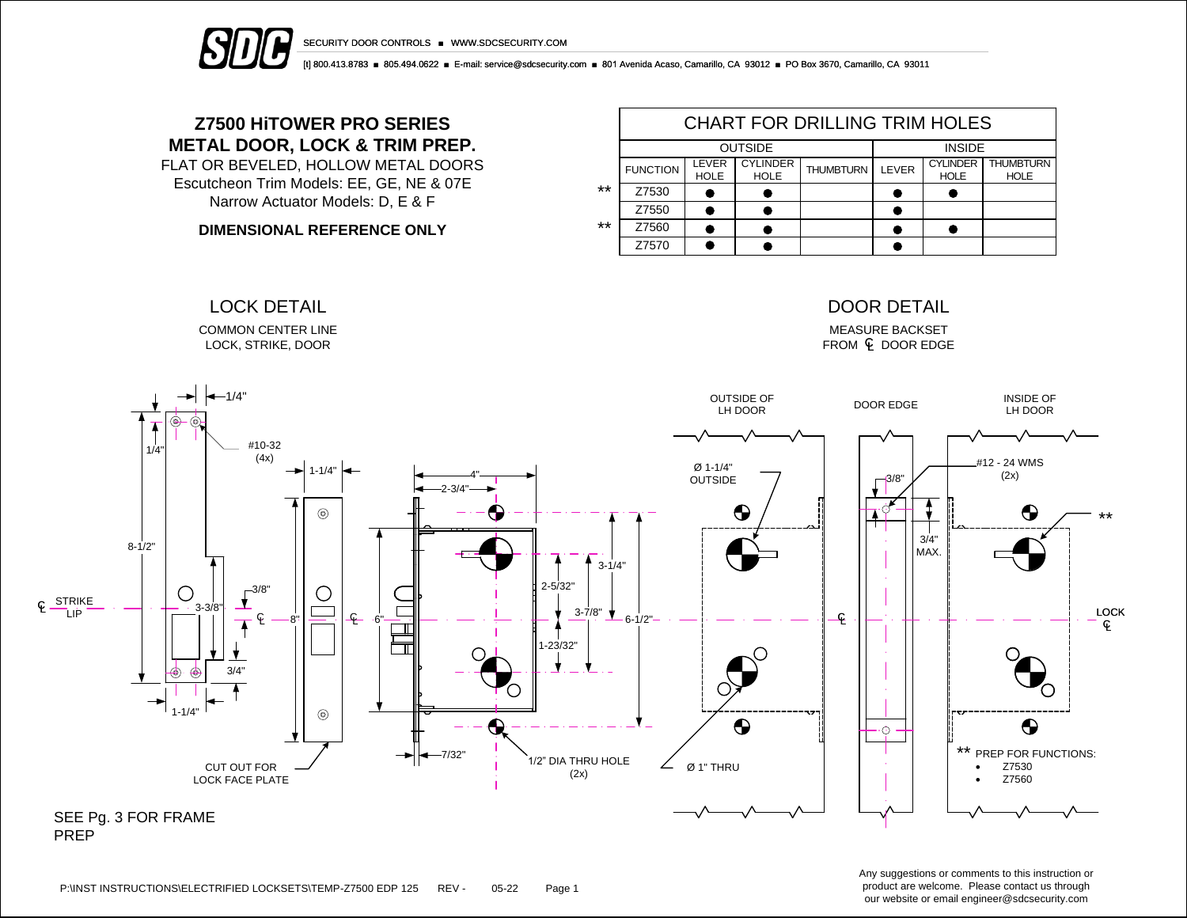SECURITY DOOR CONTROLS ■ WWW.SDCSECURITY.COM

[t] 800.413.8783 ■ 805.494.0622 ■ E-mail: service@sdcsecurity.com ■ 801 Avenida Acaso, Camarillo, CA 93012 ■ PO Box 3670, Camarillo, CA 93011

# Z7500 HiTOWER PRO SERIES METAL DOOR, LOCK & TRIM PREP.

FLAT OR BEVELED, HOLLOW METAL DOORS
Escutcheon Trim Models: EE, GE, NE & 07E
Narrow Actuator Models: D, E & F

**DIMENSIONAL REFERENCE ONLY**

## CHART FOR DRILLING TRIM HOLES

| | OUTSIDE | | | | INSIDE | | |
|---|---|---|---|---|---|---|---|
| | FUNCTION | LEVER HOLE | CYLINDER HOLE | THUMBTURN | LEVER | CYLINDER HOLE | THUMBTURN HOLE |
| ** | Z7530 | ● | ● | | ● | ● | |
| | Z7550 | ● | ● | | ● | | |
| ** | Z7560 | ● | ● | | ● | ● | |
| | Z7570 | ● | ● | | ● | | |

## LOCK DETAIL

COMMON CENTER LINE LOCK, STRIKE, DOOR

1/4"
1/4"
#10-32 (4x)
8-1/2"
STRIKE LIP
3-3/8"
3/8"
3/4"
1-1/4"
1-1/4"
8"
6"
4"
2-3/4"
2-5/32"
3-1/4"
3-7/8"
6-1/2"
1-23/32"
7/32"
1/2" DIA THRU HOLE (2x)
CUT OUT FOR LOCK FACE PLATE

SEE Pg. 3 FOR FRAME PREP

## DOOR DETAIL

MEASURE BACKSET FROM ℄ DOOR EDGE

OUTSIDE OF LH DOOR
DOOR EDGE
INSIDE OF LH DOOR
Ø 1-1/4" OUTSIDE
3/8"
#12 - 24 WMS (2x)
3/4" MAX.
**
LOCK ℄
Ø 1" THRU

** PREP FOR FUNCTIONS:
- Z7530
- Z7560

P:\INST INSTRUCTIONS\ELECTRIFIED LOCKSETS\TEMP-Z7500 EDP 125 REV - 05-22

Any suggestions or comments to this instruction or product are welcome. Please contact us through our website or email engineer@sdcsecurity.com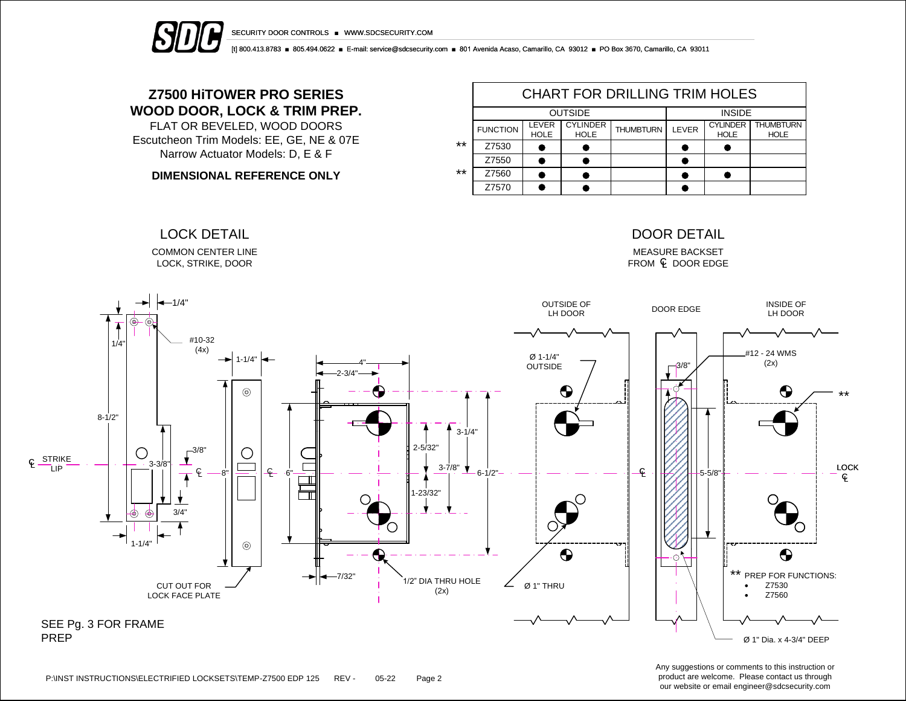SECURITY DOOR CONTROLS ■ WWW.SDCSECURITY.COM

[t] 800.413.8783 ■ 805.494.0622 ■ E-mail: service@sdcsecurity.com ■ 801 Avenida Acaso, Camarillo, CA 93012 ■ PO Box 3670, Camarillo, CA 93011

## Z7500 HiTOWER PRO SERIES WOOD DOOR, LOCK & TRIM PREP.

FLAT OR BEVELED, WOOD DOORS
Escutcheon Trim Models: EE, GE, NE & 07E
Narrow Actuator Models: D, E & F

**DIMENSIONAL REFERENCE ONLY**

### CHART FOR DRILLING TRIM HOLES

| | OUTSIDE | | | | INSIDE | | |
|---|---|---|---|---|---|---|---|
| FUNCTION | LEVER HOLE | CYLINDER HOLE | THUMBTURN | LEVER | CYLINDER HOLE | THUMBTURN HOLE |
| ** Z7530 | ● | ● | | ● | ● | |
| Z7550 | ● | ● | | ● | | |
| ** Z7560 | ● | ● | | ● | ● | |
| Z7570 | ● | ● | | ● | | |

### LOCK DETAIL

COMMON CENTER LINE LOCK, STRIKE, DOOR

1/4" — 1/4" — #10-32 (4x) — 8-1/2" — STRIKE LIP — 3-3/8" — 3/8" — 3/4" — 1-1/4" — 1-1/4" — 8" — 6" — 4" — 2-3/4" — 2-5/32" — 3-1/4" — 3-7/8" — 6-1/2" — 1-23/32" — 7/32" — 1/2" DIA THRU HOLE (2x) — CUT OUT FOR LOCK FACE PLATE

### DOOR DETAIL

MEASURE BACKSET FROM ℄ DOOR EDGE

OUTSIDE OF LH DOOR — DOOR EDGE — INSIDE OF LH DOOR — Ø 1-1/4" OUTSIDE — 3/8" — #12 - 24 WMS (2x) — ** — 5-5/8" — LOCK ℄ — Ø 1" THRU — Ø 1" Dia. x 4-3/4" DEEP

** PREP FOR FUNCTIONS:
- Z7530
- Z7560

SEE Pg. 3 FOR FRAME PREP

P:\INST INSTRUCTIONS\ELECTRIFIED LOCKSETS\TEMP-Z7500 EDP 125 REV - 05-22

Any suggestions or comments to this instruction or product are welcome. Please contact us through our website or email engineer@sdcsecurity.com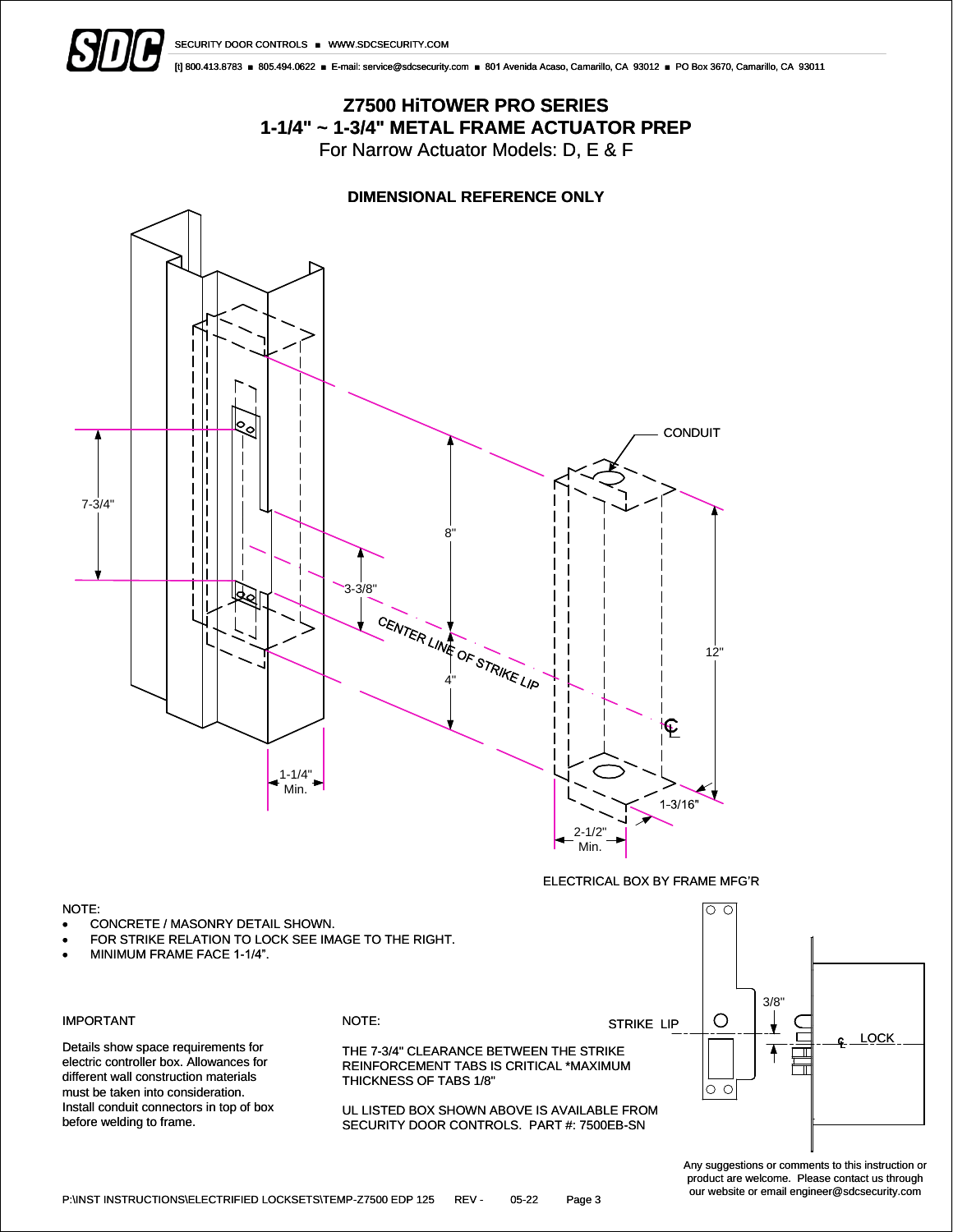# Z7500 HiTOWER PRO SERIES

## 1-1/4" ~ 1-3/4" METAL FRAME ACTUATOR PREP

For Narrow Actuator Models: D, E & F

**DIMENSIONAL REFERENCE ONLY**

CONDUIT

7-3/4"

8"

3-3/8"

CENTER LINE OF STRIKE LIP

4"

12"

1-1/4" Min.

1-3/16"

2-1/2" Min.

ELECTRICAL BOX BY FRAME MFG'R

NOTE:

- CONCRETE / MASONRY DETAIL SHOWN.
- FOR STRIKE RELATION TO LOCK SEE IMAGE TO THE RIGHT.
- MINIMUM FRAME FACE 1-1/4".

STRIKE LIP

3/8"

LOCK

IMPORTANT

Details show space requirements for electric controller box. Allowances for different wall construction materials must be taken into consideration. Install conduit connectors in top of box before welding to frame.

NOTE:

THE 7-3/4" CLEARANCE BETWEEN THE STRIKE REINFORCEMENT TABS IS CRITICAL *MAXIMUM THICKNESS OF TABS 1/8"

UL LISTED BOX SHOWN ABOVE IS AVAILABLE FROM SECURITY DOOR CONTROLS. PART #: 7500EB-SN

Any suggestions or comments to this instruction or product are welcome. Please contact us through our website or email engineer@sdcsecurity.com